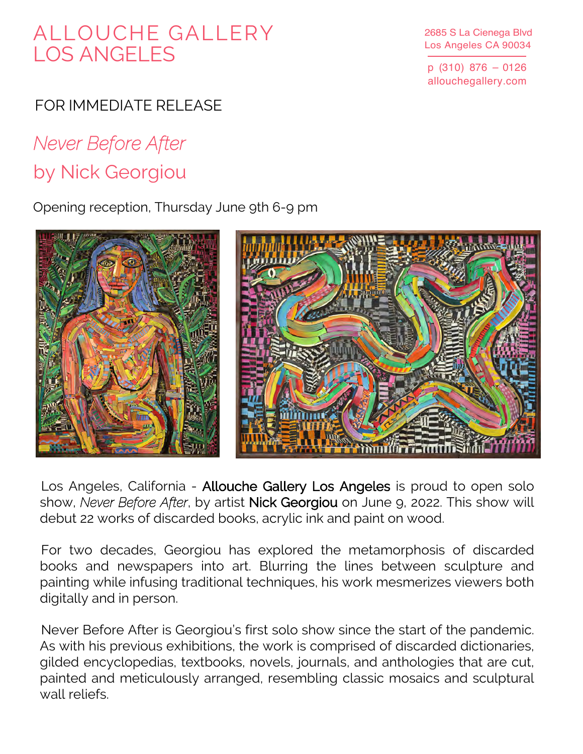# ALLOUCHE GALLERY
# LOS ANGELES

2685 S La Cienega Blvd
Los Angeles CA 90034

p (310) 876 – 0126
allouchegallery.com

FOR IMMEDIATE RELEASE

## *Never Before After*
## by Nick Georgiou

Opening reception, Thursday June 9th 6-9 pm

Los Angeles, California - Allouche Gallery Los Angeles is proud to open solo show, *Never Before After*, by artist Nick Georgiou on June 9, 2022. This show will debut 22 works of discarded books, acrylic ink and paint on wood.

For two decades, Georgiou has explored the metamorphosis of discarded books and newspapers into art. Blurring the lines between sculpture and painting while infusing traditional techniques, his work mesmerizes viewers both digitally and in person.

Never Before After is Georgiou's first solo show since the start of the pandemic. As with his previous exhibitions, the work is comprised of discarded dictionaries, gilded encyclopedias, textbooks, novels, journals, and anthologies that are cut, painted and meticulously arranged, resembling classic mosaics and sculptural wall reliefs.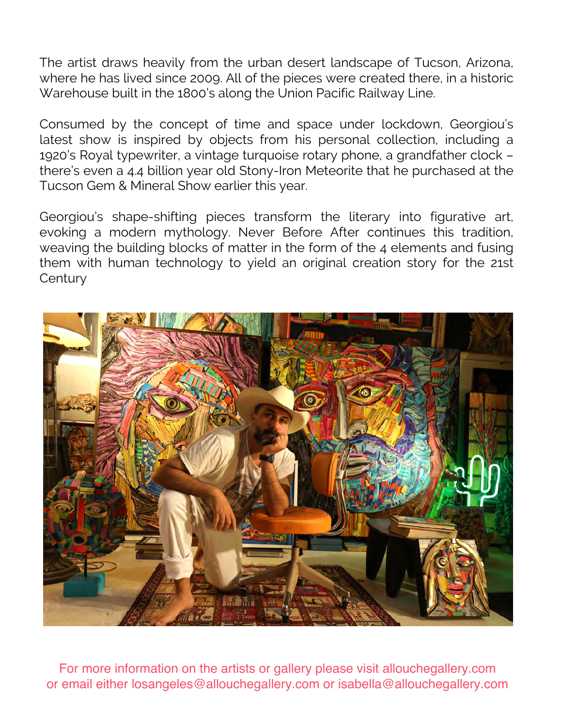The artist draws heavily from the urban desert landscape of Tucson, Arizona, where he has lived since 2009. All of the pieces were created there, in a historic Warehouse built in the 1800's along the Union Pacific Railway Line.

Consumed by the concept of time and space under lockdown, Georgiou's latest show is inspired by objects from his personal collection, including a 1920's Royal typewriter, a vintage turquoise rotary phone, a grandfather clock – there's even a 4.4 billion year old Stony-Iron Meteorite that he purchased at the Tucson Gem & Mineral Show earlier this year.

Georgiou's shape-shifting pieces transform the literary into figurative art, evoking a modern mythology. Never Before After continues this tradition, weaving the building blocks of matter in the form of the 4 elements and fusing them with human technology to yield an original creation story for the 21st Century

For more information on the artists or gallery please visit allouchegallery.com or email either losangeles@allouchegallery.com or isabella@allouchegallery.com